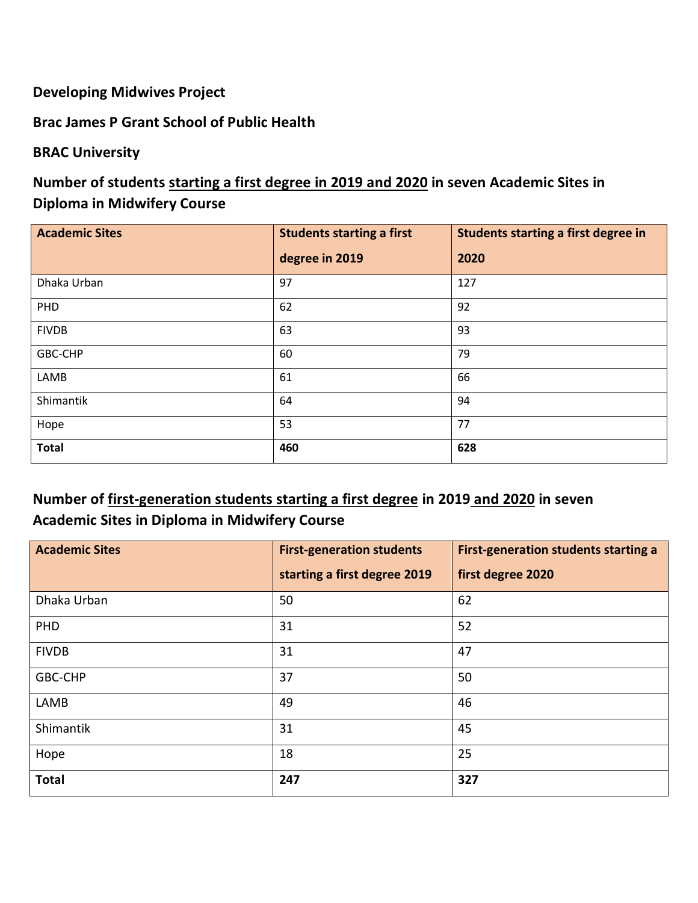**Developing Midwives Project**

**Brac James P Grant School of Public Health**

**BRAC University**

## Number of students starting a first degree in 2019 and 2020 in seven Academic Sites in Diploma in Midwifery Course

| Academic Sites | Students starting a first degree in 2019 | Students starting a first degree in 2020 |
|---|---|---|
| Dhaka Urban | 97 | 127 |
| PHD | 62 | 92 |
| FIVDB | 63 | 93 |
| GBC-CHP | 60 | 79 |
| LAMB | 61 | 66 |
| Shimantik | 64 | 94 |
| Hope | 53 | 77 |
| **Total** | **460** | **628** |

## Number of first-generation students starting a first degree in 2019 and 2020 in seven Academic Sites in Diploma in Midwifery Course

| Academic Sites | First-generation students starting a first degree 2019 | First-generation students starting a first degree 2020 |
|---|---|---|
| Dhaka Urban | 50 | 62 |
| PHD | 31 | 52 |
| FIVDB | 31 | 47 |
| GBC-CHP | 37 | 50 |
| LAMB | 49 | 46 |
| Shimantik | 31 | 45 |
| Hope | 18 | 25 |
| **Total** | **247** | **327** |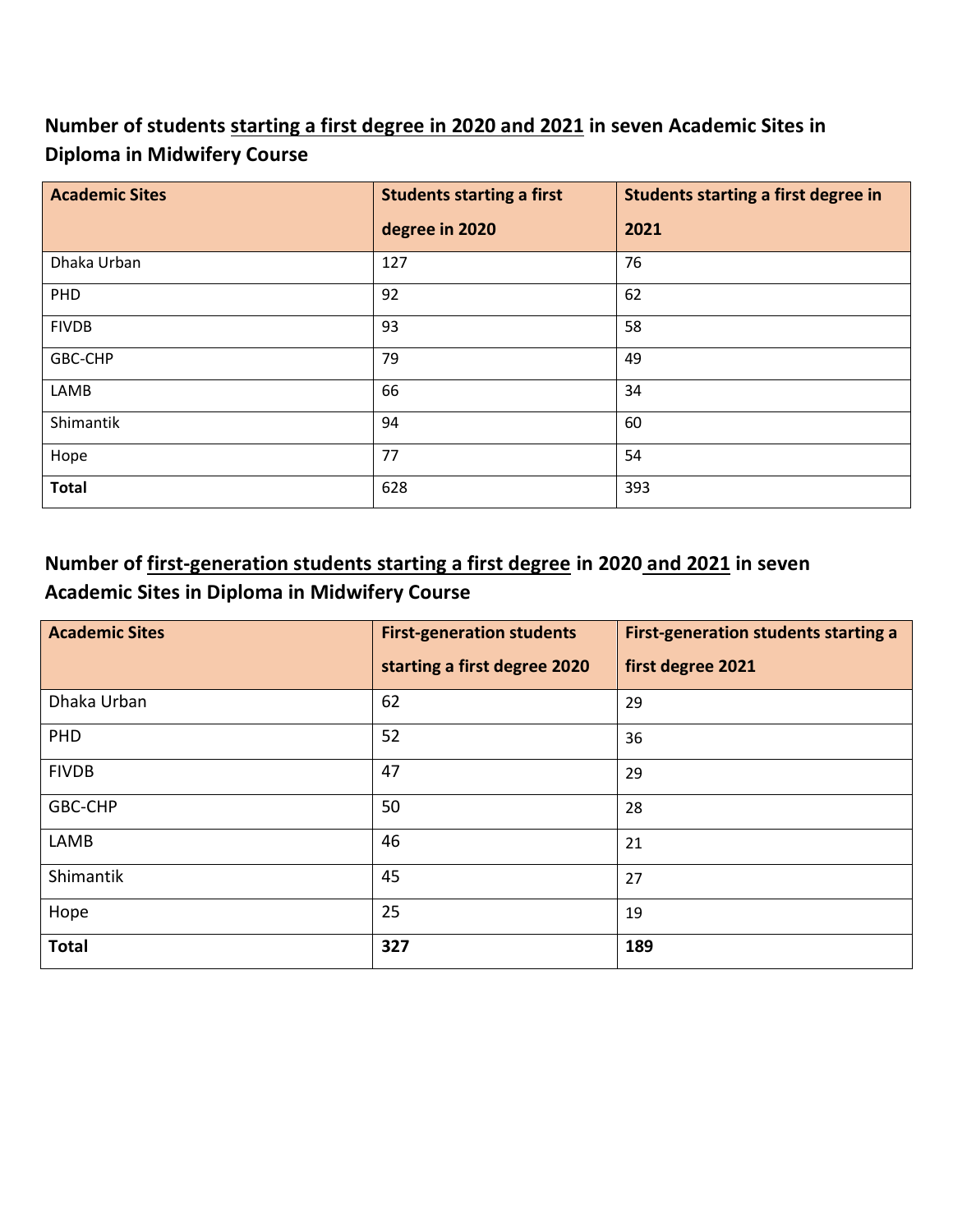## Number of students starting a first degree in 2020 and 2021 in seven Academic Sites in Diploma in Midwifery Course

| **Academic Sites** | **Students starting a first degree in 2020** | **Students starting a first degree in 2021** |
|---|---|---|
| Dhaka Urban | 127 | 76 |
| PHD | 92 | 62 |
| FIVDB | 93 | 58 |
| GBC-CHP | 79 | 49 |
| LAMB | 66 | 34 |
| Shimantik | 94 | 60 |
| Hope | 77 | 54 |
| **Total** | 628 | 393 |

## Number of first-generation students starting a first degree in 2020 and 2021 in seven Academic Sites in Diploma in Midwifery Course

| **Academic Sites** | **First-generation students starting a first degree 2020** | **First-generation students starting a first degree 2021** |
|---|---|---|
| Dhaka Urban | 62 | 29 |
| PHD | 52 | 36 |
| FIVDB | 47 | 29 |
| GBC-CHP | 50 | 28 |
| LAMB | 46 | 21 |
| Shimantik | 45 | 27 |
| Hope | 25 | 19 |
| **Total** | **327** | **189** |